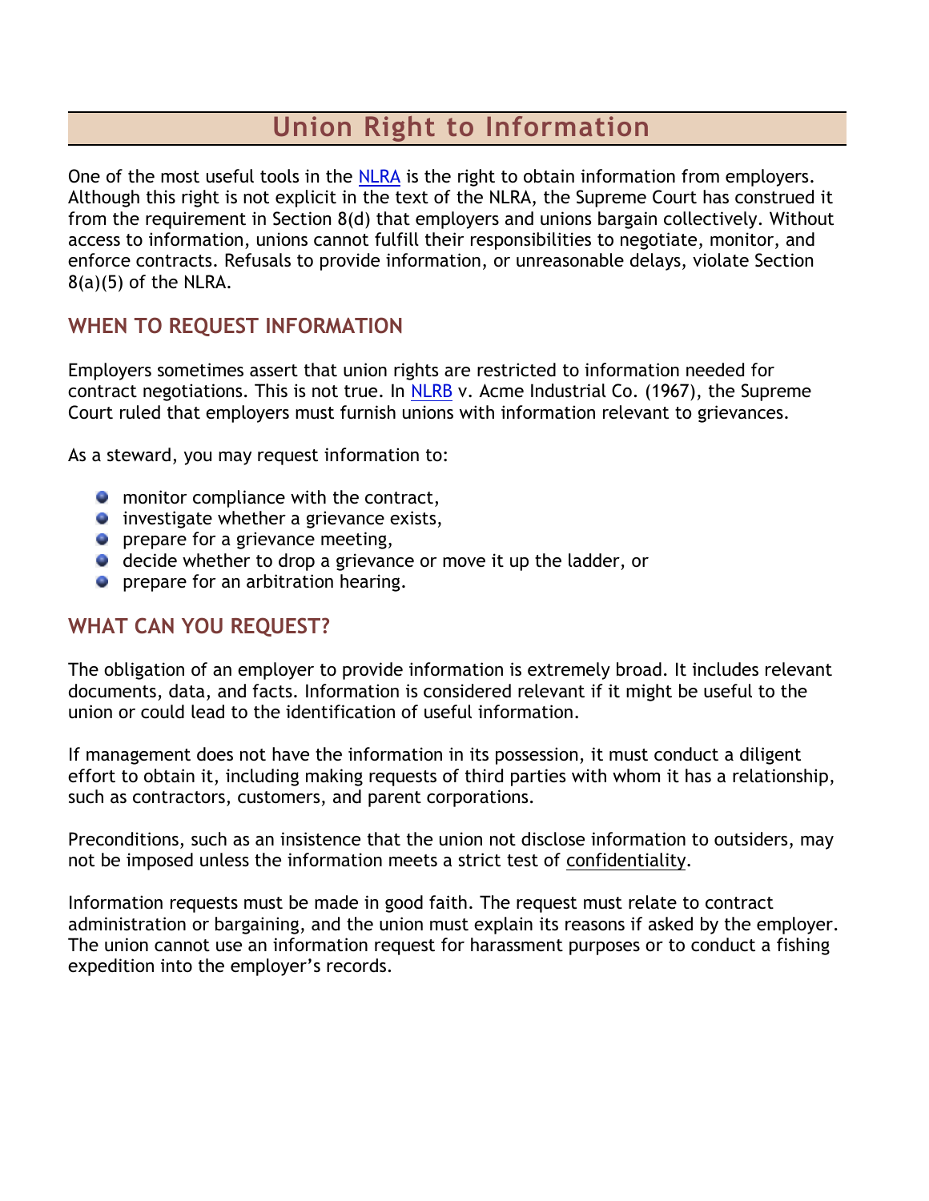# Union Right to Information

One of the most useful tools in the NLRA is the right to obtain information from employers. Although this right is not explicit in the text of the NLRA, the Supreme Court has construed it from the requirement in Section 8(d) that employers and unions bargain collectively. Without access to information, unions cannot fulfill their responsibilities to negotiate, monitor, and enforce contracts. Refusals to provide information, or unreasonable delays, violate Section 8(a)(5) of the NLRA.

## WHEN TO REQUEST INFORMATION

Employers sometimes assert that union rights are restricted to information needed for contract negotiations. This is not true. In NLRB v. Acme Industrial Co. (1967), the Supreme Court ruled that employers must furnish unions with information relevant to grievances.

As a steward, you may request information to:

- monitor compliance with the contract,
- investigate whether a grievance exists,
- prepare for a grievance meeting,
- decide whether to drop a grievance or move it up the ladder, or
- prepare for an arbitration hearing.

## WHAT CAN YOU REQUEST?

The obligation of an employer to provide information is extremely broad. It includes relevant documents, data, and facts. Information is considered relevant if it might be useful to the union or could lead to the identification of useful information.

If management does not have the information in its possession, it must conduct a diligent effort to obtain it, including making requests of third parties with whom it has a relationship, such as contractors, customers, and parent corporations.

Preconditions, such as an insistence that the union not disclose information to outsiders, may not be imposed unless the information meets a strict test of confidentiality.

Information requests must be made in good faith. The request must relate to contract administration or bargaining, and the union must explain its reasons if asked by the employer. The union cannot use an information request for harassment purposes or to conduct a fishing expedition into the employer's records.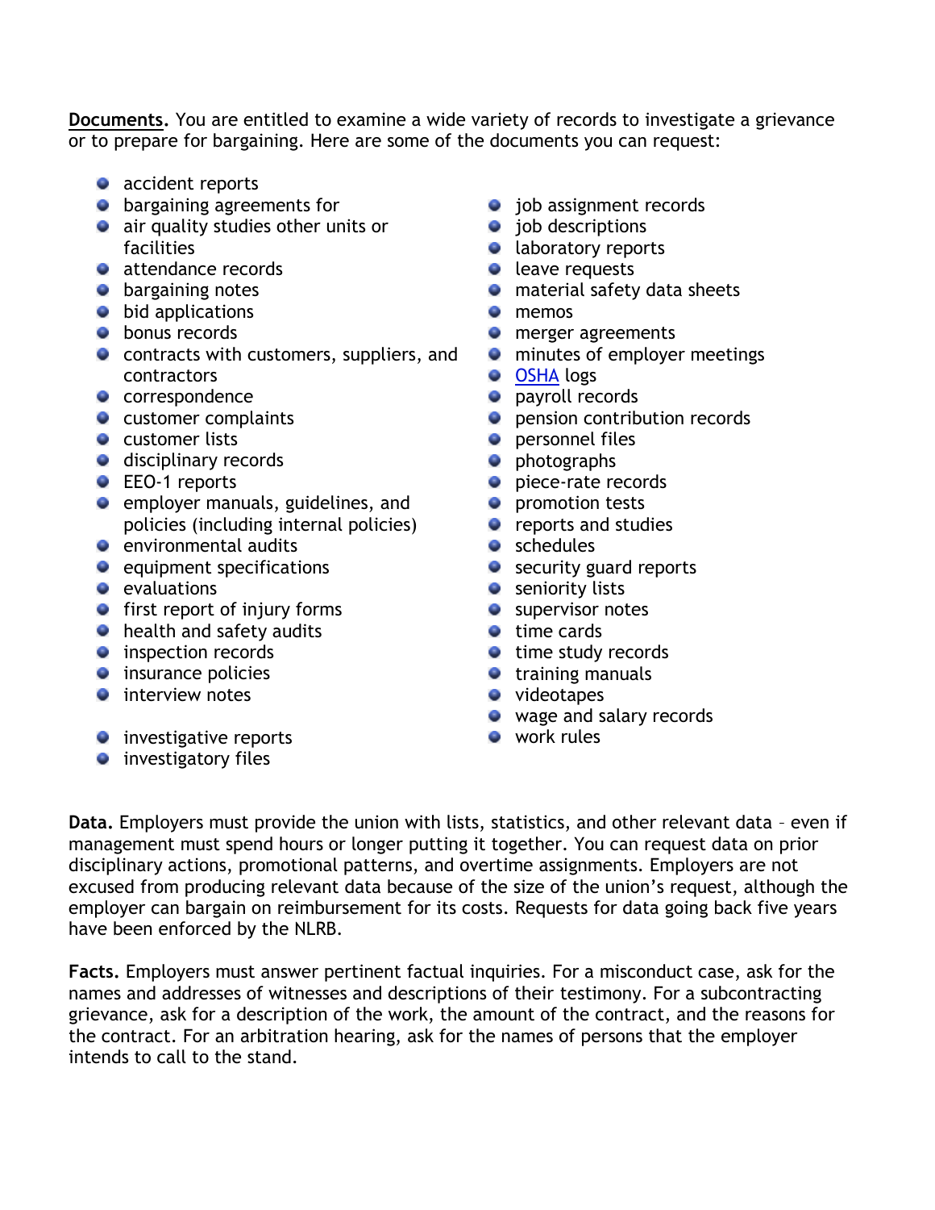**Documents**. You are entitled to examine a wide variety of records to investigate a grievance or to prepare for bargaining. Here are some of the documents you can request:

- accident reports
- bargaining agreements for
- air quality studies other units or facilities
- attendance records
- bargaining notes
- bid applications
- bonus records
- contracts with customers, suppliers, and contractors
- correspondence
- customer complaints
- customer lists
- disciplinary records
- EEO-1 reports
- employer manuals, guidelines, and policies (including internal policies)
- environmental audits
- equipment specifications
- evaluations
- first report of injury forms
- health and safety audits
- inspection records
- insurance policies
- interview notes
- investigative reports
- investigatory files
- job assignment records
- job descriptions
- laboratory reports
- leave requests
- material safety data sheets
- memos
- merger agreements
- minutes of employer meetings
- OSHA logs
- payroll records
- pension contribution records
- personnel files
- photographs
- piece-rate records
- promotion tests
- reports and studies
- schedules
- security guard reports
- seniority lists
- supervisor notes
- time cards
- time study records
- training manuals
- videotapes
- wage and salary records
- work rules

**Data.** Employers must provide the union with lists, statistics, and other relevant data – even if management must spend hours or longer putting it together. You can request data on prior disciplinary actions, promotional patterns, and overtime assignments. Employers are not excused from producing relevant data because of the size of the union's request, although the employer can bargain on reimbursement for its costs. Requests for data going back five years have been enforced by the NLRB.

**Facts.** Employers must answer pertinent factual inquiries. For a misconduct case, ask for the names and addresses of witnesses and descriptions of their testimony. For a subcontracting grievance, ask for a description of the work, the amount of the contract, and the reasons for the contract. For an arbitration hearing, ask for the names of persons that the employer intends to call to the stand.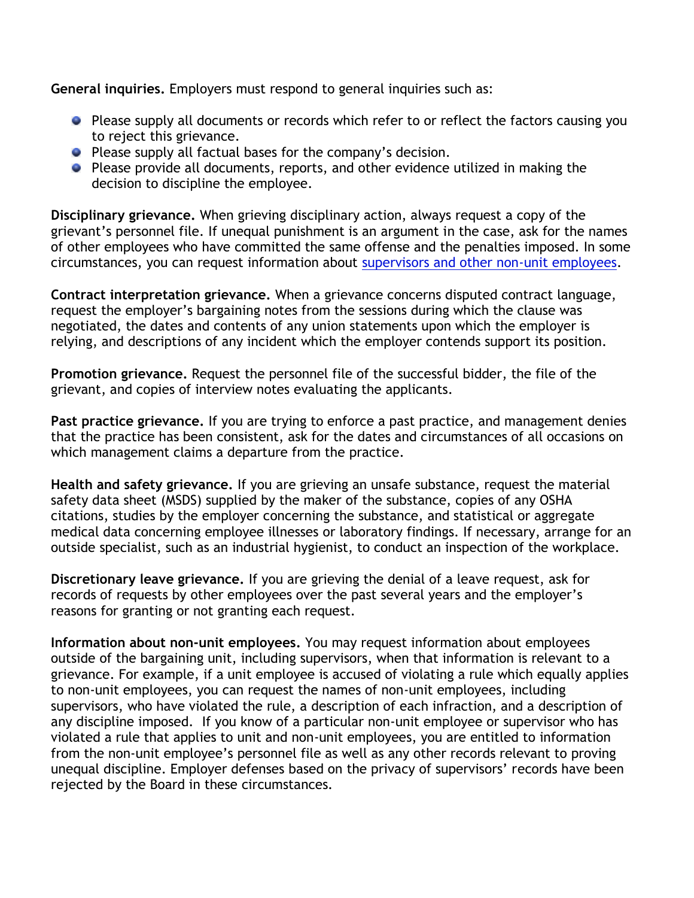**General inquiries.** Employers must respond to general inquiries such as:

- Please supply all documents or records which refer to or reflect the factors causing you to reject this grievance.
- Please supply all factual bases for the company's decision.
- Please provide all documents, reports, and other evidence utilized in making the decision to discipline the employee.

**Disciplinary grievance.** When grieving disciplinary action, always request a copy of the grievant's personnel file. If unequal punishment is an argument in the case, ask for the names of other employees who have committed the same offense and the penalties imposed. In some circumstances, you can request information about [supervisors and other non-unit employees](#).

**Contract interpretation grievance.** When a grievance concerns disputed contract language, request the employer's bargaining notes from the sessions during which the clause was negotiated, the dates and contents of any union statements upon which the employer is relying, and descriptions of any incident which the employer contends support its position.

**Promotion grievance.** Request the personnel file of the successful bidder, the file of the grievant, and copies of interview notes evaluating the applicants.

**Past practice grievance.** If you are trying to enforce a past practice, and management denies that the practice has been consistent, ask for the dates and circumstances of all occasions on which management claims a departure from the practice.

**Health and safety grievance.** If you are grieving an unsafe substance, request the material safety data sheet (MSDS) supplied by the maker of the substance, copies of any OSHA citations, studies by the employer concerning the substance, and statistical or aggregate medical data concerning employee illnesses or laboratory findings. If necessary, arrange for an outside specialist, such as an industrial hygienist, to conduct an inspection of the workplace.

**Discretionary leave grievance.** If you are grieving the denial of a leave request, ask for records of requests by other employees over the past several years and the employer's reasons for granting or not granting each request.

**Information about non-unit employees.** You may request information about employees outside of the bargaining unit, including supervisors, when that information is relevant to a grievance. For example, if a unit employee is accused of violating a rule which equally applies to non-unit employees, you can request the names of non-unit employees, including supervisors, who have violated the rule, a description of each infraction, and a description of any discipline imposed. If you know of a particular non-unit employee or supervisor who has violated a rule that applies to unit and non-unit employees, you are entitled to information from the non-unit employee's personnel file as well as any other records relevant to proving unequal discipline. Employer defenses based on the privacy of supervisors' records have been rejected by the Board in these circumstances.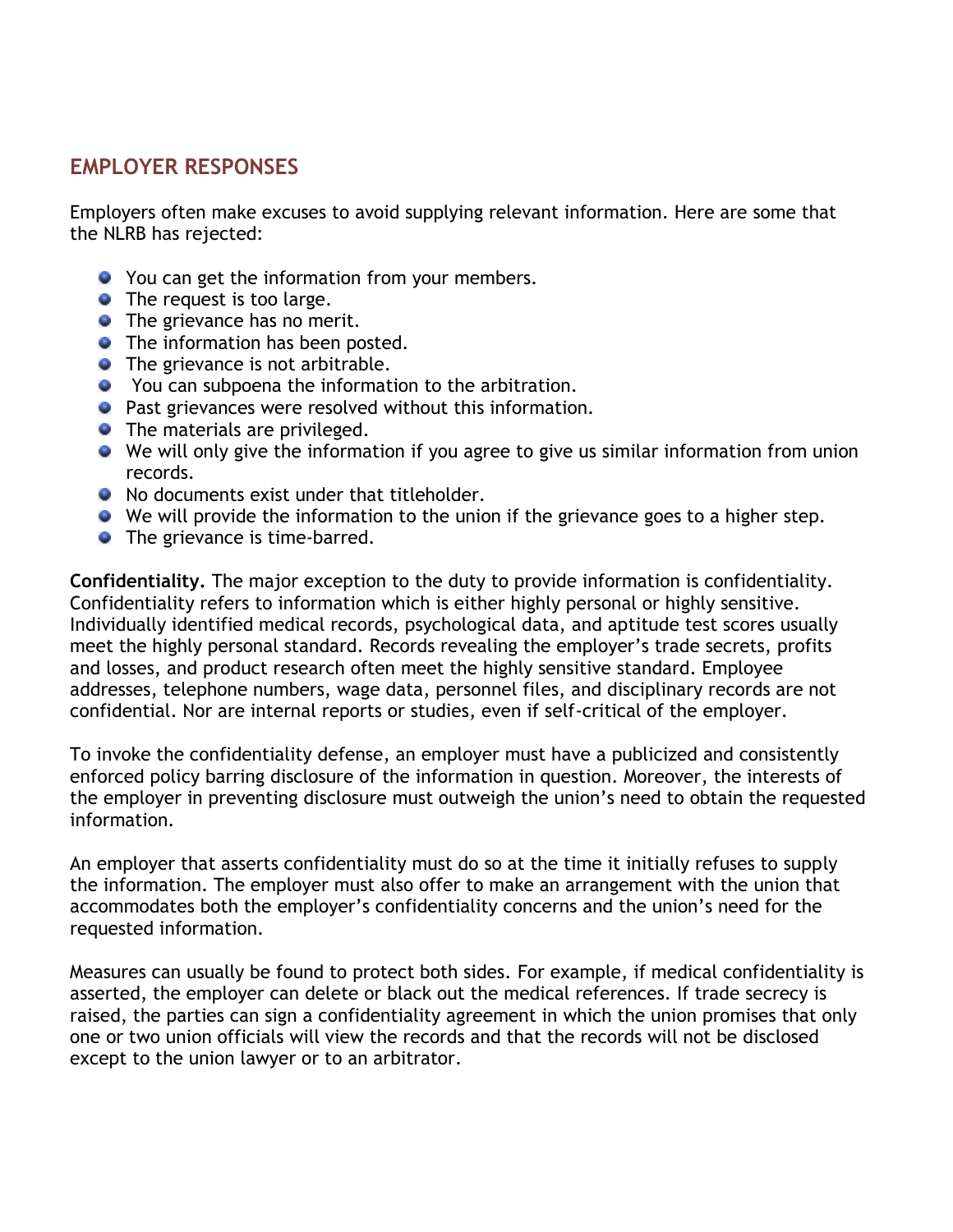## EMPLOYER RESPONSES

Employers often make excuses to avoid supplying relevant information. Here are some that the NLRB has rejected:

- You can get the information from your members.
- The request is too large.
- The grievance has no merit.
- The information has been posted.
- The grievance is not arbitrable.
- You can subpoena the information to the arbitration.
- Past grievances were resolved without this information.
- The materials are privileged.
- We will only give the information if you agree to give us similar information from union records.
- No documents exist under that titleholder.
- We will provide the information to the union if the grievance goes to a higher step.
- The grievance is time-barred.

**Confidentiality.** The major exception to the duty to provide information is confidentiality. Confidentiality refers to information which is either highly personal or highly sensitive. Individually identified medical records, psychological data, and aptitude test scores usually meet the highly personal standard. Records revealing the employer's trade secrets, profits and losses, and product research often meet the highly sensitive standard. Employee addresses, telephone numbers, wage data, personnel files, and disciplinary records are not confidential. Nor are internal reports or studies, even if self-critical of the employer.

To invoke the confidentiality defense, an employer must have a publicized and consistently enforced policy barring disclosure of the information in question. Moreover, the interests of the employer in preventing disclosure must outweigh the union's need to obtain the requested information.

An employer that asserts confidentiality must do so at the time it initially refuses to supply the information. The employer must also offer to make an arrangement with the union that accommodates both the employer's confidentiality concerns and the union's need for the requested information.

Measures can usually be found to protect both sides. For example, if medical confidentiality is asserted, the employer can delete or black out the medical references. If trade secrecy is raised, the parties can sign a confidentiality agreement in which the union promises that only one or two union officials will view the records and that the records will not be disclosed except to the union lawyer or to an arbitrator.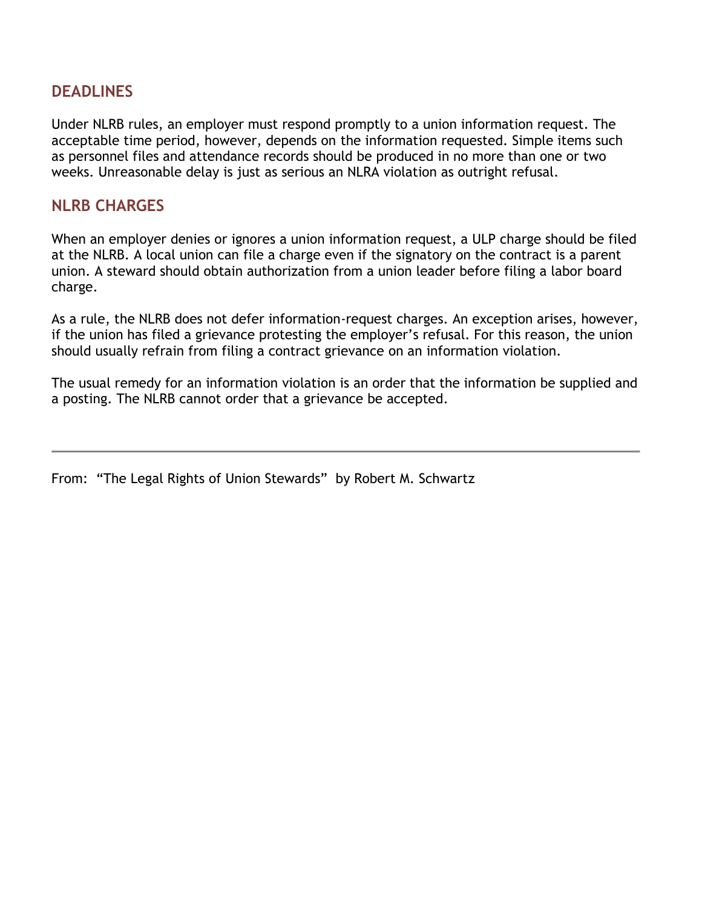## DEADLINES

Under NLRB rules, an employer must respond promptly to a union information request. The acceptable time period, however, depends on the information requested. Simple items such as personnel files and attendance records should be produced in no more than one or two weeks. Unreasonable delay is just as serious an NLRA violation as outright refusal.

## NLRB CHARGES

When an employer denies or ignores a union information request, a ULP charge should be filed at the NLRB. A local union can file a charge even if the signatory on the contract is a parent union. A steward should obtain authorization from a union leader before filing a labor board charge.

As a rule, the NLRB does not defer information-request charges. An exception arises, however, if the union has filed a grievance protesting the employer's refusal. For this reason, the union should usually refrain from filing a contract grievance on an information violation.

The usual remedy for an information violation is an order that the information be supplied and a posting. The NLRB cannot order that a grievance be accepted.

---

From: "The Legal Rights of Union Stewards" by Robert M. Schwartz